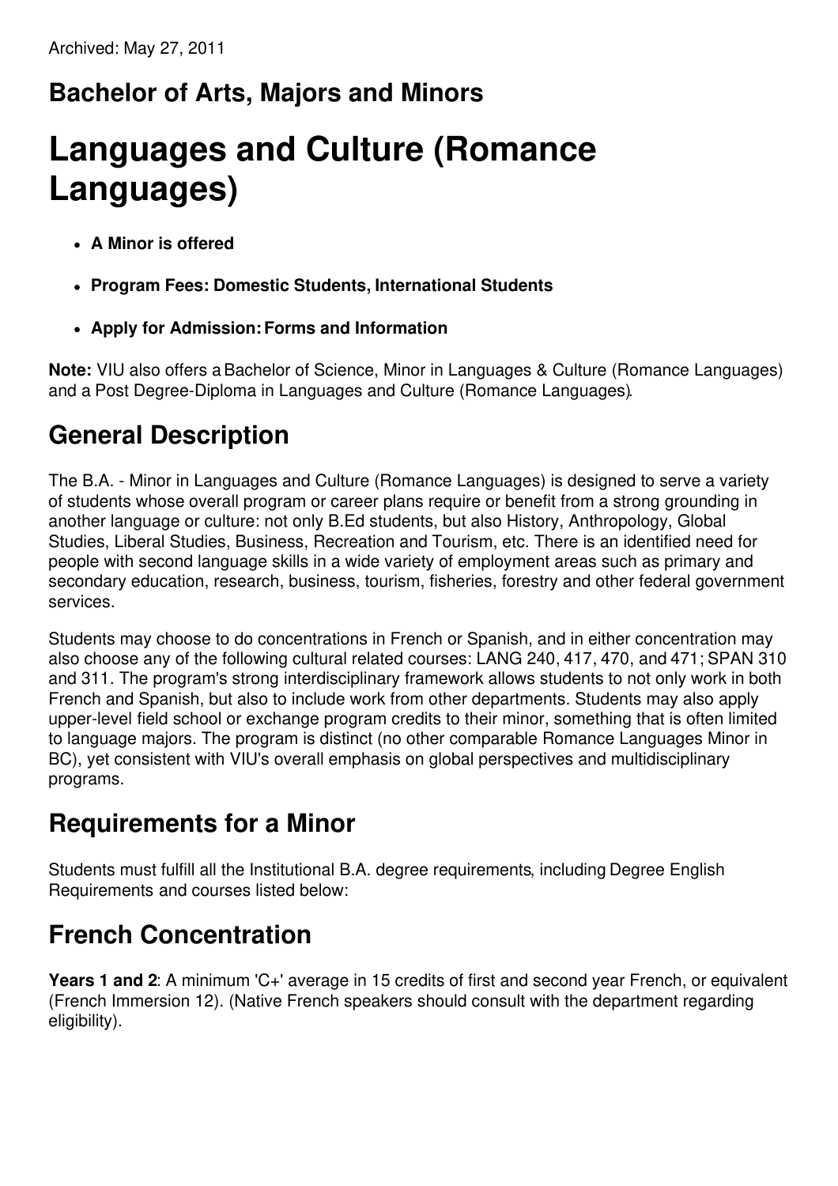Archived: May 27, 2011

## Bachelor of Arts, Majors and Minors

# Languages and Culture (Romance Languages)

- **A Minor is offered**
- **Program Fees: Domestic Students, International Students**
- **Apply for Admission: Forms and Information**

**Note:** VIU also offers a Bachelor of Science, Minor in Languages & Culture (Romance Languages) and a Post Degree-Diploma in Languages and Culture (Romance Languages).

## General Description

The B.A. - Minor in Languages and Culture (Romance Languages) is designed to serve a variety of students whose overall program or career plans require or benefit from a strong grounding in another language or culture: not only B.Ed students, but also History, Anthropology, Global Studies, Liberal Studies, Business, Recreation and Tourism, etc. There is an identified need for people with second language skills in a wide variety of employment areas such as primary and secondary education, research, business, tourism, fisheries, forestry and other federal government services.

Students may choose to do concentrations in French or Spanish, and in either concentration may also choose any of the following cultural related courses: LANG 240, 417, 470, and 471; SPAN 310 and 311. The program's strong interdisciplinary framework allows students to not only work in both French and Spanish, but also to include work from other departments. Students may also apply upper-level field school or exchange program credits to their minor, something that is often limited to language majors. The program is distinct (no other comparable Romance Languages Minor in BC), yet consistent with VIU's overall emphasis on global perspectives and multidisciplinary programs.

## Requirements for a Minor

Students must fulfill all the Institutional B.A. degree requirements, including Degree English Requirements and courses listed below:

## French Concentration

**Years 1 and 2**: A minimum 'C+' average in 15 credits of first and second year French, or equivalent (French Immersion 12). (Native French speakers should consult with the department regarding eligibility).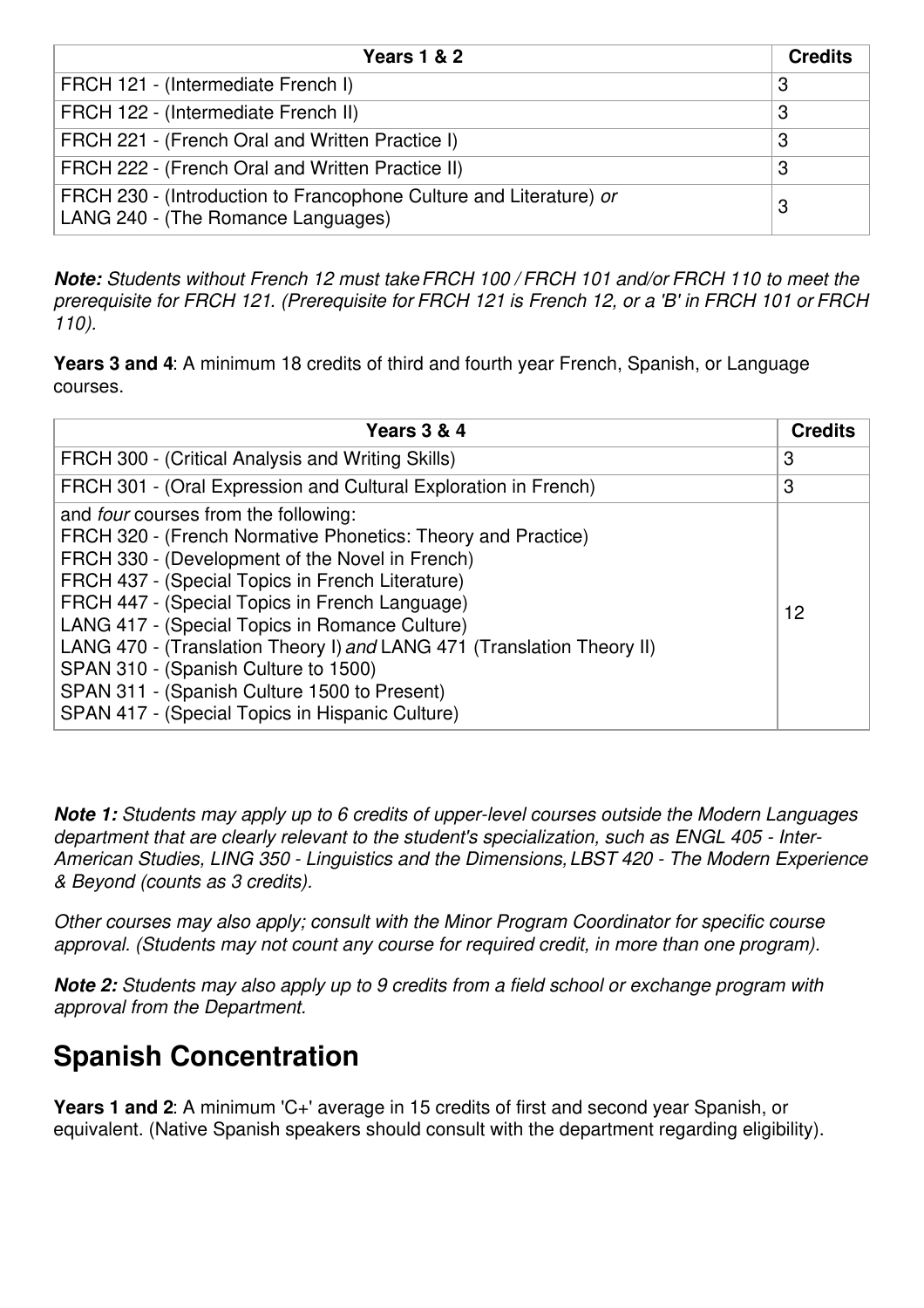| Years 1 & 2 | Credits |
| --- | --- |
| FRCH 121 - (Intermediate French I) | 3 |
| FRCH 122 - (Intermediate French II) | 3 |
| FRCH 221 - (French Oral and Written Practice I) | 3 |
| FRCH 222 - (French Oral and Written Practice II) | 3 |
| FRCH 230 - (Introduction to Francophone Culture and Literature) *or* LANG 240 - (The Romance Languages) | 3 |

***Note:*** *Students without French 12 must take FRCH 100 / FRCH 101 and/or FRCH 110 to meet the prerequisite for FRCH 121. (Prerequisite for FRCH 121 is French 12, or a 'B' in FRCH 101 or FRCH 110).*

**Years 3 and 4**: A minimum 18 credits of third and fourth year French, Spanish, or Language courses.

| Years 3 & 4 | Credits |
| --- | --- |
| FRCH 300 - (Critical Analysis and Writing Skills) | 3 |
| FRCH 301 - (Oral Expression and Cultural Exploration in French) | 3 |
| and *four* courses from the following:<br>FRCH 320 - (French Normative Phonetics: Theory and Practice)<br>FRCH 330 - (Development of the Novel in French)<br>FRCH 437 - (Special Topics in French Literature)<br>FRCH 447 - (Special Topics in French Language)<br>LANG 417 - (Special Topics in Romance Culture)<br>LANG 470 - (Translation Theory I) *and* LANG 471 (Translation Theory II)<br>SPAN 310 - (Spanish Culture to 1500)<br>SPAN 311 - (Spanish Culture 1500 to Present)<br>SPAN 417 - (Special Topics in Hispanic Culture) | 12 |

***Note 1:*** *Students may apply up to 6 credits of upper-level courses outside the Modern Languages department that are clearly relevant to the student's specialization, such as ENGL 405 - Inter-American Studies, LING 350 - Linguistics and the Dimensions, LBST 420 - The Modern Experience & Beyond (counts as 3 credits).*

*Other courses may also apply; consult with the Minor Program Coordinator for specific course approval. (Students may not count any course for required credit, in more than one program).*

***Note 2:*** *Students may also apply up to 9 credits from a field school or exchange program with approval from the Department.*

## Spanish Concentration

**Years 1 and 2**: A minimum 'C+' average in 15 credits of first and second year Spanish, or equivalent. (Native Spanish speakers should consult with the department regarding eligibility).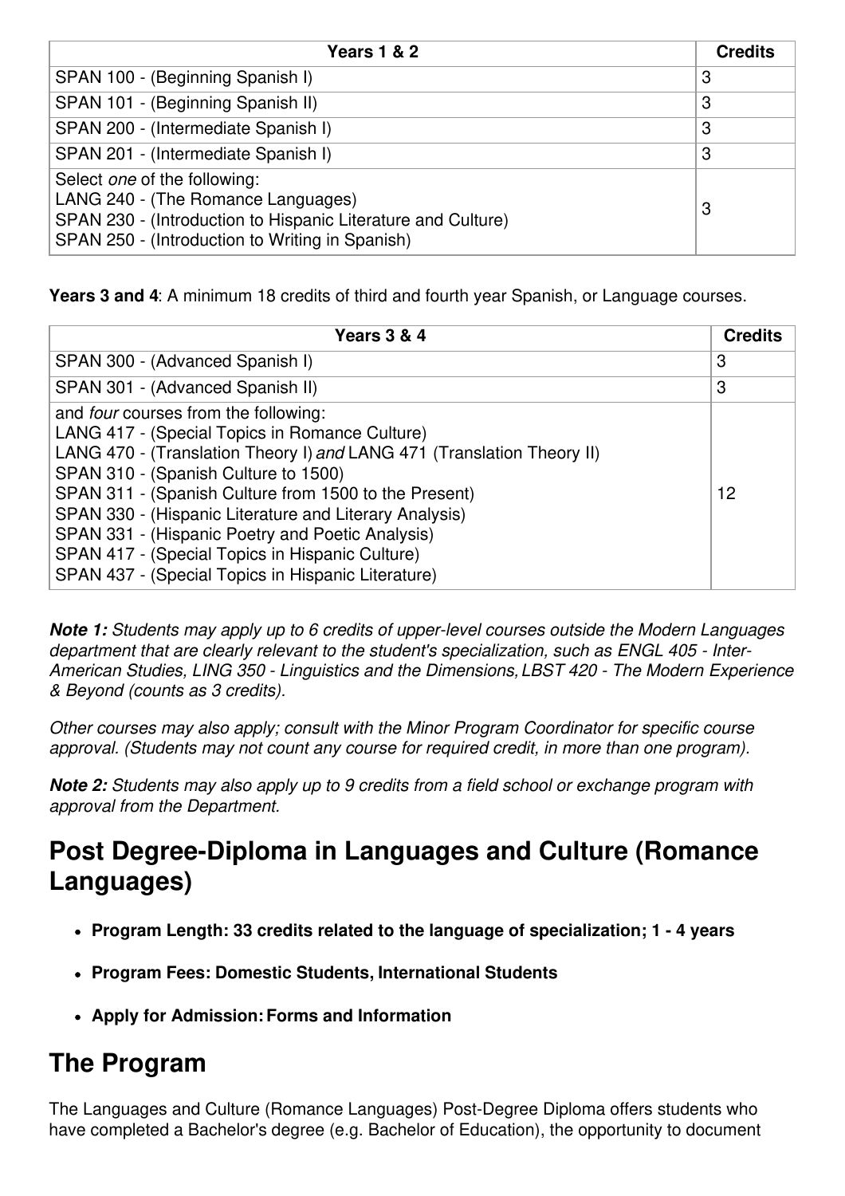| Years 1 & 2 | Credits |
| --- | --- |
| SPAN 100 - (Beginning Spanish I) | 3 |
| SPAN 101 - (Beginning Spanish II) | 3 |
| SPAN 200 - (Intermediate Spanish I) | 3 |
| SPAN 201 - (Intermediate Spanish I) | 3 |
| Select *one* of the following:<br>LANG 240 - (The Romance Languages)<br>SPAN 230 - (Introduction to Hispanic Literature and Culture)<br>SPAN 250 - (Introduction to Writing in Spanish) | 3 |

**Years 3 and 4**: A minimum 18 credits of third and fourth year Spanish, or Language courses.

| Years 3 & 4 | Credits |
| --- | --- |
| SPAN 300 - (Advanced Spanish I) | 3 |
| SPAN 301 - (Advanced Spanish II) | 3 |
| and *four* courses from the following:<br>LANG 417 - (Special Topics in Romance Culture)<br>LANG 470 - (Translation Theory I) *and* LANG 471 (Translation Theory II)<br>SPAN 310 - (Spanish Culture to 1500)<br>SPAN 311 - (Spanish Culture from 1500 to the Present)<br>SPAN 330 - (Hispanic Literature and Literary Analysis)<br>SPAN 331 - (Hispanic Poetry and Poetic Analysis)<br>SPAN 417 - (Special Topics in Hispanic Culture)<br>SPAN 437 - (Special Topics in Hispanic Literature) | 12 |

***Note 1:*** *Students may apply up to 6 credits of upper-level courses outside the Modern Languages department that are clearly relevant to the student's specialization, such as ENGL 405 - Inter-American Studies, LING 350 - Linguistics and the Dimensions, LBST 420 - The Modern Experience & Beyond (counts as 3 credits).*

*Other courses may also apply; consult with the Minor Program Coordinator for specific course approval. (Students may not count any course for required credit, in more than one program).*

***Note 2:*** *Students may also apply up to 9 credits from a field school or exchange program with approval from the Department.*

# Post Degree-Diploma in Languages and Culture (Romance Languages)

- **Program Length: 33 credits related to the language of specialization; 1 - 4 years**
- **Program Fees: Domestic Students, International Students**
- **Apply for Admission: Forms and Information**

# The Program

The Languages and Culture (Romance Languages) Post-Degree Diploma offers students who have completed a Bachelor's degree (e.g. Bachelor of Education), the opportunity to document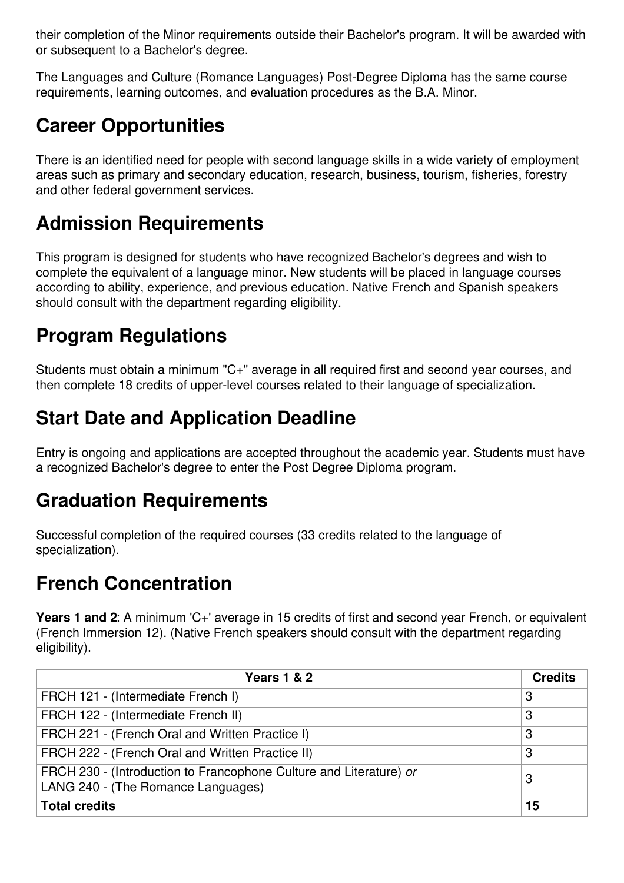their completion of the Minor requirements outside their Bachelor's program. It will be awarded with or subsequent to a Bachelor's degree.

The Languages and Culture (Romance Languages) Post-Degree Diploma has the same course requirements, learning outcomes, and evaluation procedures as the B.A. Minor.

## Career Opportunities

There is an identified need for people with second language skills in a wide variety of employment areas such as primary and secondary education, research, business, tourism, fisheries, forestry and other federal government services.

## Admission Requirements

This program is designed for students who have recognized Bachelor's degrees and wish to complete the equivalent of a language minor. New students will be placed in language courses according to ability, experience, and previous education. Native French and Spanish speakers should consult with the department regarding eligibility.

## Program Regulations

Students must obtain a minimum "C+" average in all required first and second year courses, and then complete 18 credits of upper-level courses related to their language of specialization.

## Start Date and Application Deadline

Entry is ongoing and applications are accepted throughout the academic year. Students must have a recognized Bachelor's degree to enter the Post Degree Diploma program.

## Graduation Requirements

Successful completion of the required courses (33 credits related to the language of specialization).

## French Concentration

**Years 1 and 2**: A minimum 'C+' average in 15 credits of first and second year French, or equivalent (French Immersion 12). (Native French speakers should consult with the department regarding eligibility).

| Years 1 & 2 | Credits |
|---|---|
| FRCH 121 - (Intermediate French I) | 3 |
| FRCH 122 - (Intermediate French II) | 3 |
| FRCH 221 - (French Oral and Written Practice I) | 3 |
| FRCH 222 - (French Oral and Written Practice II) | 3 |
| FRCH 230 - (Introduction to Francophone Culture and Literature) *or* LANG 240 - (The Romance Languages) | 3 |
| **Total credits** | **15** |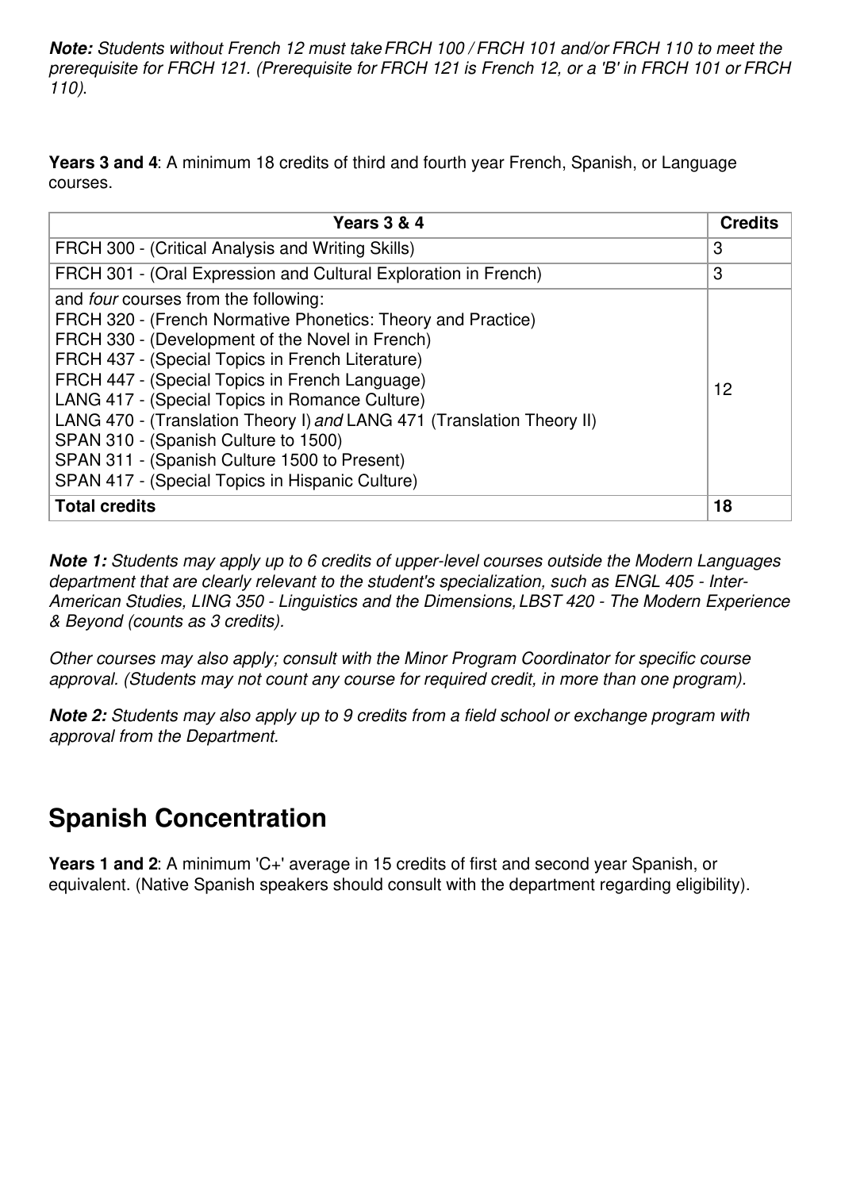***Note:*** *Students without French 12 must take FRCH 100 / FRCH 101 and/or FRCH 110 to meet the prerequisite for FRCH 121. (Prerequisite for FRCH 121 is French 12, or a 'B' in FRCH 101 or FRCH 110).*

**Years 3 and 4**: A minimum 18 credits of third and fourth year French, Spanish, or Language courses.

| Years 3 & 4 | Credits |
|---|---|
| FRCH 300 - (Critical Analysis and Writing Skills) | 3 |
| FRCH 301 - (Oral Expression and Cultural Exploration in French) | 3 |
| and *four* courses from the following:<br>FRCH 320 - (French Normative Phonetics: Theory and Practice)<br>FRCH 330 - (Development of the Novel in French)<br>FRCH 437 - (Special Topics in French Literature)<br>FRCH 447 - (Special Topics in French Language)<br>LANG 417 - (Special Topics in Romance Culture)<br>LANG 470 - (Translation Theory I) *and* LANG 471 (Translation Theory II)<br>SPAN 310 - (Spanish Culture to 1500)<br>SPAN 311 - (Spanish Culture 1500 to Present)<br>SPAN 417 - (Special Topics in Hispanic Culture) | 12 |
| **Total credits** | **18** |

***Note 1:*** *Students may apply up to 6 credits of upper-level courses outside the Modern Languages department that are clearly relevant to the student's specialization, such as ENGL 405 - Inter-American Studies, LING 350 - Linguistics and the Dimensions, LBST 420 - The Modern Experience & Beyond (counts as 3 credits).*

*Other courses may also apply; consult with the Minor Program Coordinator for specific course approval. (Students may not count any course for required credit, in more than one program).*

***Note 2:*** *Students may also apply up to 9 credits from a field school or exchange program with approval from the Department.*

## Spanish Concentration

**Years 1 and 2**: A minimum 'C+' average in 15 credits of first and second year Spanish, or equivalent. (Native Spanish speakers should consult with the department regarding eligibility).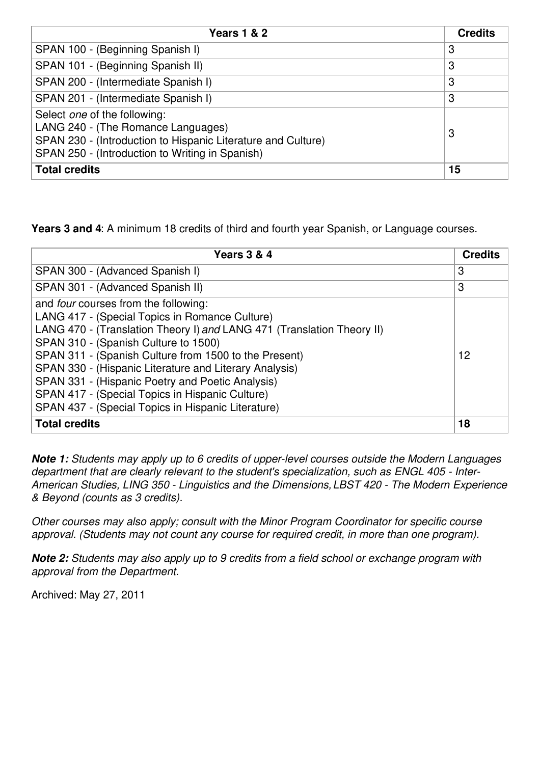| Years 1 & 2 | Credits |
| --- | --- |
| SPAN 100 - (Beginning Spanish I) | 3 |
| SPAN 101 - (Beginning Spanish II) | 3 |
| SPAN 200 - (Intermediate Spanish I) | 3 |
| SPAN 201 - (Intermediate Spanish I) | 3 |
| Select *one* of the following:<br>LANG 240 - (The Romance Languages)<br>SPAN 230 - (Introduction to Hispanic Literature and Culture)<br>SPAN 250 - (Introduction to Writing in Spanish) | 3 |
| **Total credits** | **15** |

**Years 3 and 4**: A minimum 18 credits of third and fourth year Spanish, or Language courses.

| Years 3 & 4 | Credits |
| --- | --- |
| SPAN 300 - (Advanced Spanish I) | 3 |
| SPAN 301 - (Advanced Spanish II) | 3 |
| and *four* courses from the following:<br>LANG 417 - (Special Topics in Romance Culture)<br>LANG 470 - (Translation Theory I) *and* LANG 471 (Translation Theory II)<br>SPAN 310 - (Spanish Culture to 1500)<br>SPAN 311 - (Spanish Culture from 1500 to the Present)<br>SPAN 330 - (Hispanic Literature and Literary Analysis)<br>SPAN 331 - (Hispanic Poetry and Poetic Analysis)<br>SPAN 417 - (Special Topics in Hispanic Culture)<br>SPAN 437 - (Special Topics in Hispanic Literature) | 12 |
| **Total credits** | **18** |

***Note 1:*** *Students may apply up to 6 credits of upper-level courses outside the Modern Languages department that are clearly relevant to the student's specialization, such as ENGL 405 - Inter-American Studies, LING 350 - Linguistics and the Dimensions, LBST 420 - The Modern Experience & Beyond (counts as 3 credits).*

*Other courses may also apply; consult with the Minor Program Coordinator for specific course approval. (Students may not count any course for required credit, in more than one program).*

***Note 2:*** *Students may also apply up to 9 credits from a field school or exchange program with approval from the Department.*

Archived: May 27, 2011